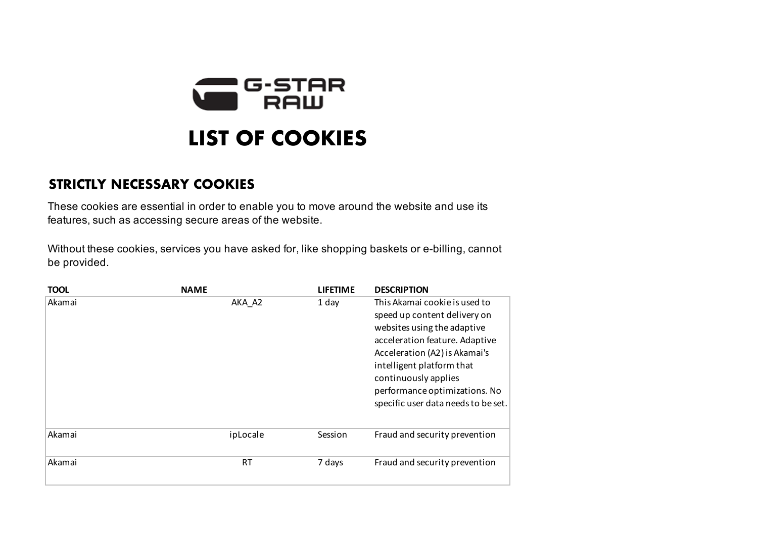G-STAR RAW

# LIST OF COOKIES

## STRICTLY NECESSARY COOKIES

These cookies are essential in order to enable you to move around the website and use its features, such as accessing secure areas of the website.

Without these cookies, services you have asked for, like shopping baskets or e-billing, cannot be provided.

| TOOL | NAME | LIFETIME | DESCRIPTION |
| --- | --- | --- | --- |
| Akamai | AKA_A2 | 1 day | This Akamai cookie is used to speed up content delivery on websites using the adaptive acceleration feature. Adaptive Acceleration (A2) is Akamai's intelligent platform that continuously applies performance optimizations. No specific user data needs to be set. |
| Akamai | ipLocale | Session | Fraud and security prevention |
| Akamai | RT | 7 days | Fraud and security prevention |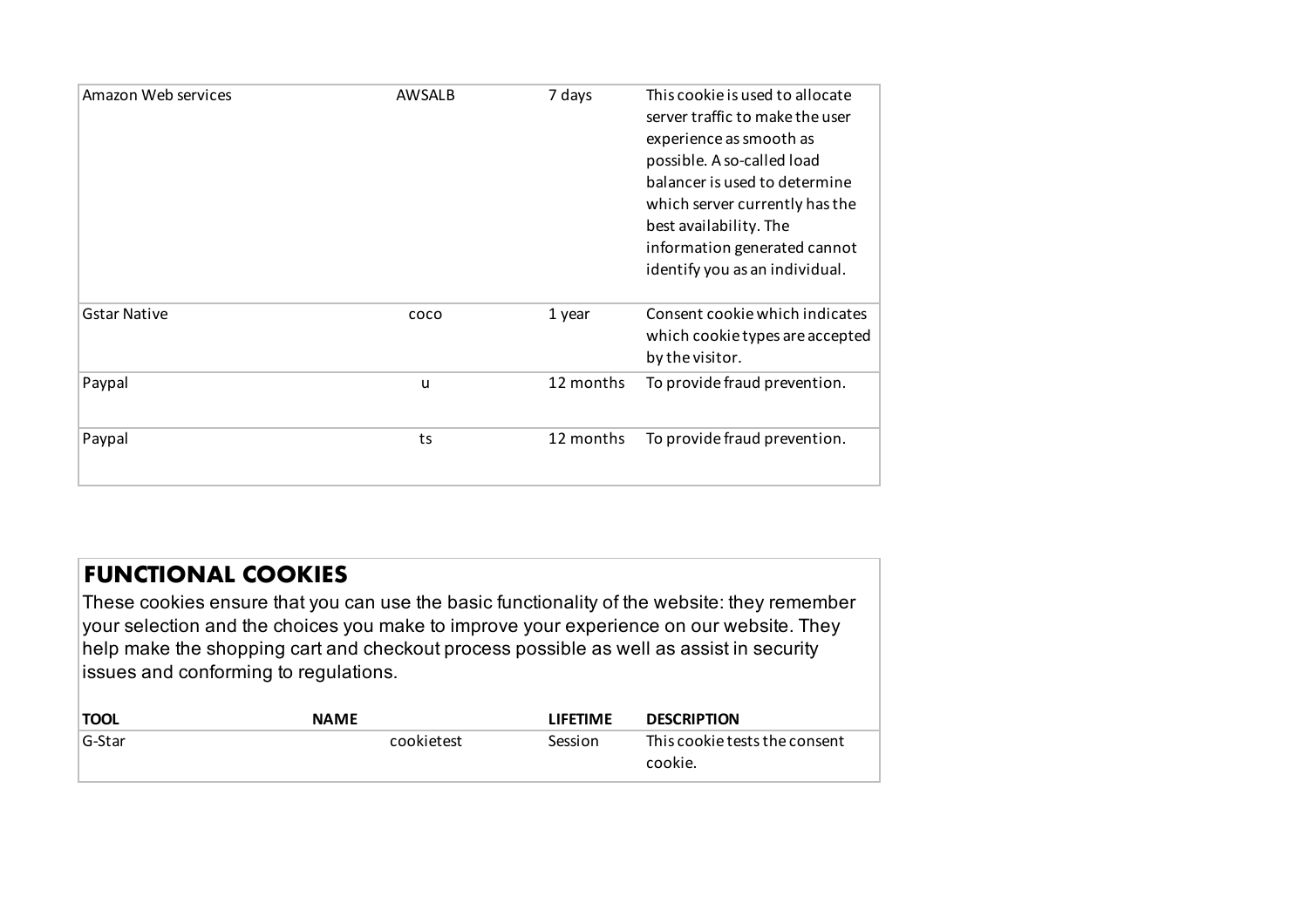| | | | |
|---|---|---|---|
| Amazon Web services | AWSALB | 7 days | This cookie is used to allocate server traffic to make the user experience as smooth as possible. A so-called load balancer is used to determine which server currently has the best availability. The information generated cannot identify you as an individual. |
| Gstar Native | coco | 1 year | Consent cookie which indicates which cookie types are accepted by the visitor. |
| Paypal | u | 12 months | To provide fraud prevention. |
| Paypal | ts | 12 months | To provide fraud prevention. |

## FUNCTIONAL COOKIES

These cookies ensure that you can use the basic functionality of the website: they remember your selection and the choices you make to improve your experience on our website. They help make the shopping cart and checkout process possible as well as assist in security issues and conforming to regulations.

| TOOL | NAME | LIFETIME | DESCRIPTION |
|---|---|---|---|
| G-Star | cookietest | Session | This cookie tests the consent cookie. |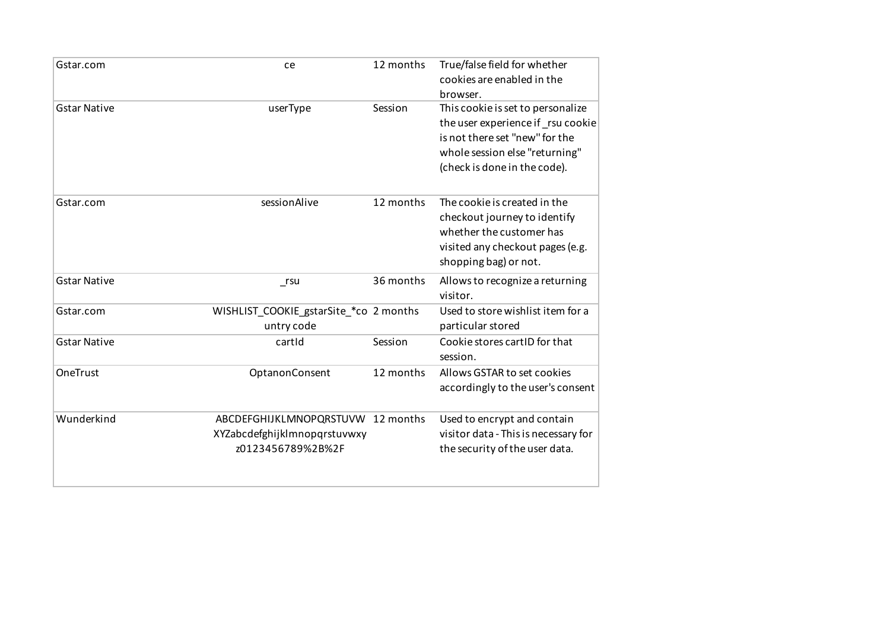| Gstar.com | ce | 12 months | True/false field for whether cookies are enabled in the browser. |
|---|---|---|---|
| Gstar Native | userType | Session | This cookie is set to personalize the user experience if _rsu cookie is not there set "new" for the whole session else "returning" (check is done in the code). |
| Gstar.com | sessionAlive | 12 months | The cookie is created in the checkout journey to identify whether the customer has visited any checkout pages (e.g. shopping bag) or not. |
| Gstar Native | _rsu | 36 months | Allows to recognize a returning visitor. |
| Gstar.com | WISHLIST_COOKIE_gstarSite_*country code | 2 months | Used to store wishlist item for a particular stored |
| Gstar Native | cartId | Session | Cookie stores cartID for that session. |
| OneTrust | OptanonConsent | 12 months | Allows GSTAR to set cookies accordingly to the user's consent |
| Wunderkind | ABCDEFGHIJKLMNOPQRSTUVWXYZabcdefghijklmnopqrstuvwxyz0123456789%2B%2F | 12 months | Used to encrypt and contain visitor data - This is necessary for the security of the user data. |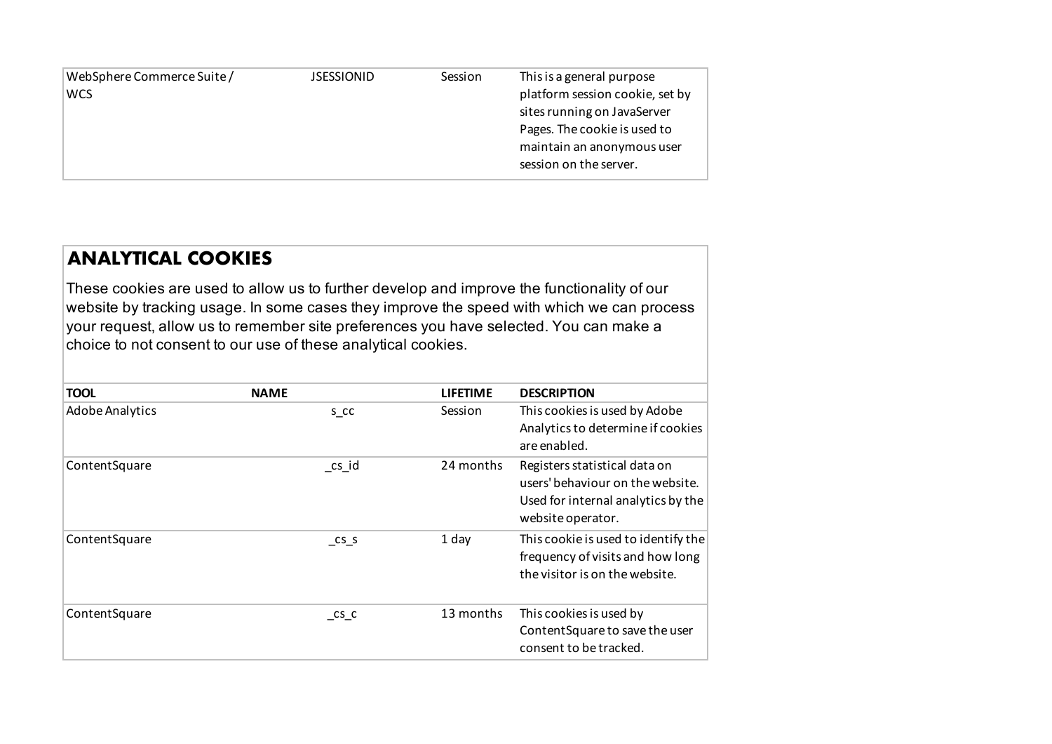| WebSphere Commerce Suite / WCS | JSESSIONID | Session | This is a general purpose platform session cookie, set by sites running on JavaServer Pages. The cookie is used to maintain an anonymous user session on the server. |
|---|---|---|---|

## ANALYTICAL COOKIES

These cookies are used to allow us to further develop and improve the functionality of our website by tracking usage. In some cases they improve the speed with which we can process your request, allow us to remember site preferences you have selected. You can make a choice to not consent to our use of these analytical cookies.

| TOOL | NAME | LIFETIME | DESCRIPTION |
|---|---|---|---|
| Adobe Analytics | s_cc | Session | This cookies is used by Adobe Analytics to determine if cookies are enabled. |
| ContentSquare | _cs_id | 24 months | Registers statistical data on users' behaviour on the website. Used for internal analytics by the website operator. |
| ContentSquare | _cs_s | 1 day | This cookie is used to identify the frequency of visits and how long the visitor is on the website. |
| ContentSquare | _cs_c | 13 months | This cookies is used by ContentSquare to save the user consent to be tracked. |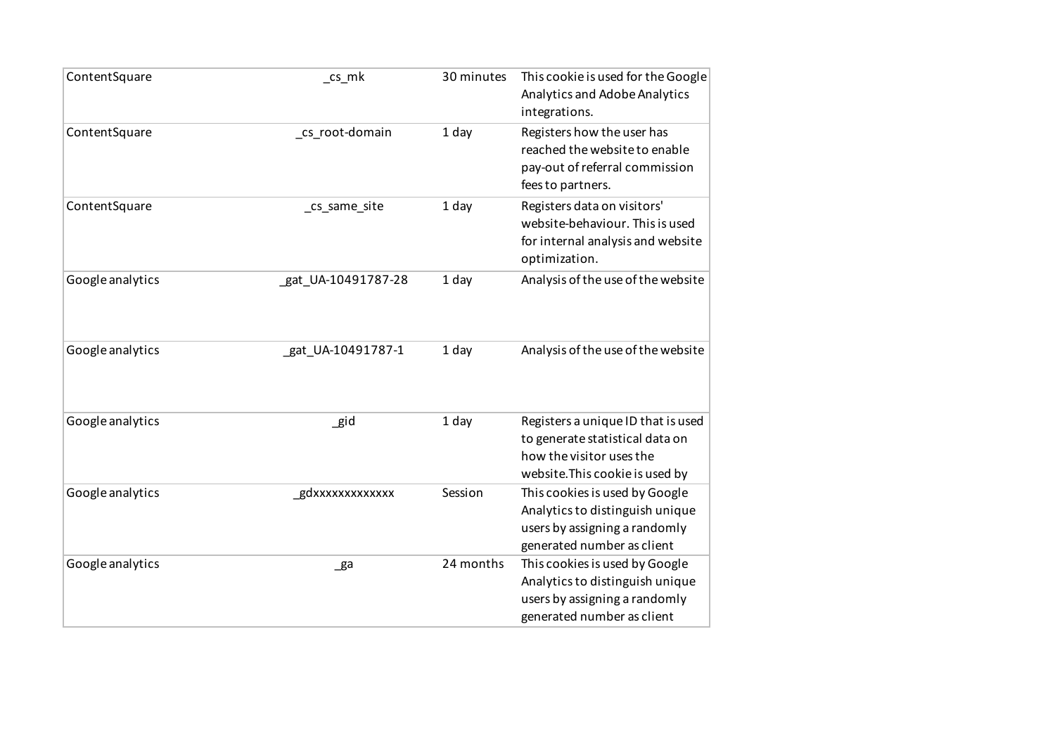| ContentSquare | _cs_mk | 30 minutes | This cookie is used for the Google Analytics and Adobe Analytics integrations. |
|---|---|---|---|
| ContentSquare | _cs_root-domain | 1 day | Registers how the user has reached the website to enable pay-out of referral commission fees to partners. |
| ContentSquare | _cs_same_site | 1 day | Registers data on visitors' website-behaviour. This is used for internal analysis and website optimization. |
| Google analytics | _gat_UA-10491787-28 | 1 day | Analysis of the use of the website |
| Google analytics | _gat_UA-10491787-1 | 1 day | Analysis of the use of the website |
| Google analytics | _gid | 1 day | Registers a unique ID that is used to generate statistical data on how the visitor uses the website.This cookie is used by |
| Google analytics | _gdxxxxxxxxxxxxx | Session | This cookies is used by Google Analytics to distinguish unique users by assigning a randomly generated number as client |
| Google analytics | _ga | 24 months | This cookies is used by Google Analytics to distinguish unique users by assigning a randomly generated number as client |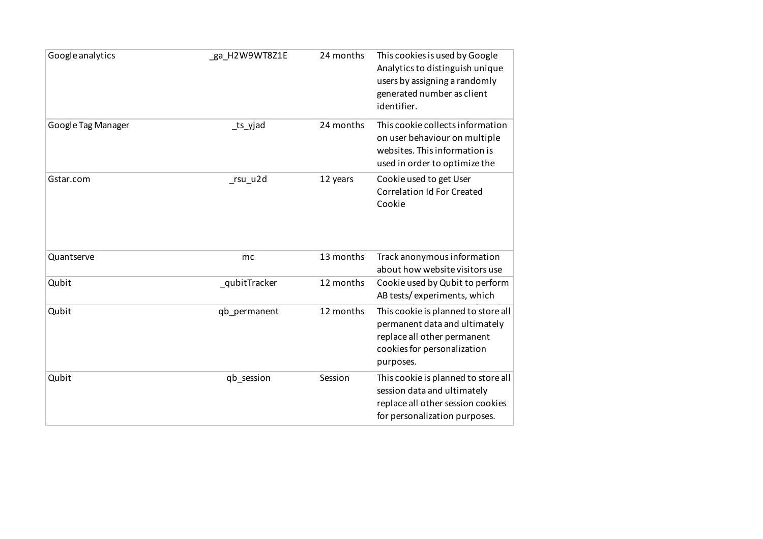| Google analytics | _ga_H2W9WT8Z1E | 24 months | This cookies is used by Google Analytics to distinguish unique users by assigning a randomly generated number as client identifier. |
|---|---|---|---|
| Google Tag Manager | _ts_yjad | 24 months | This cookie collects information on user behaviour on multiple websites. This information is used in order to optimize the |
| Gstar.com | _rsu_u2d | 12 years | Cookie used to get User Correlation Id For Created Cookie |
| Quantserve | mc | 13 months | Track anonymous information about how website visitors use |
| Qubit | _qubitTracker | 12 months | Cookie used by Qubit to perform AB tests/ experiments, which |
| Qubit | qb_permanent | 12 months | This cookie is planned to store all permanent data and ultimately replace all other permanent cookies for personalization purposes. |
| Qubit | qb_session | Session | This cookie is planned to store all session data and ultimately replace all other session cookies for personalization purposes. |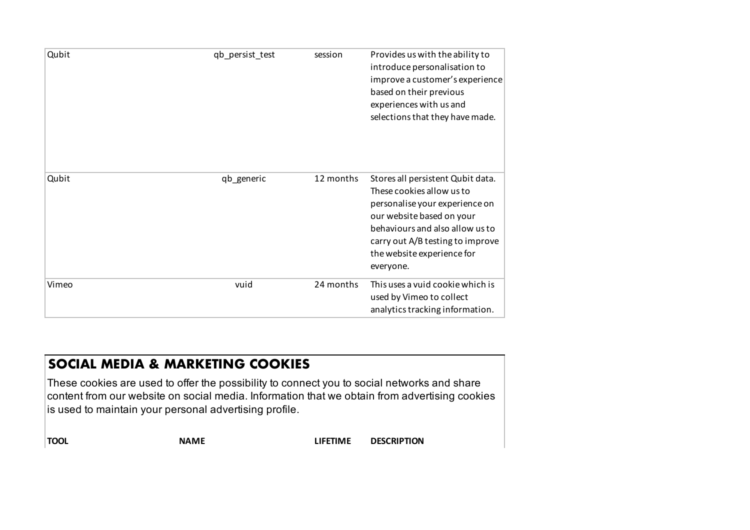| | | | |
|---|---|---|---|
| Qubit | qb_persist_test | session | Provides us with the ability to introduce personalisation to improve a customer's experience based on their previous experiences with us and selections that they have made. |
| Qubit | qb_generic | 12 months | Stores all persistent Qubit data. These cookies allow us to personalise your experience on our website based on your behaviours and also allow us to carry out A/B testing to improve the website experience for everyone. |
| Vimeo | vuid | 24 months | This uses a vuid cookie which is used by Vimeo to collect analytics tracking information. |

## SOCIAL MEDIA & MARKETING COOKIES

These cookies are used to offer the possibility to connect you to social networks and share content from our website on social media. Information that we obtain from advertising cookies is used to maintain your personal advertising profile.

| TOOL | NAME | LIFETIME | DESCRIPTION |
|---|---|---|---|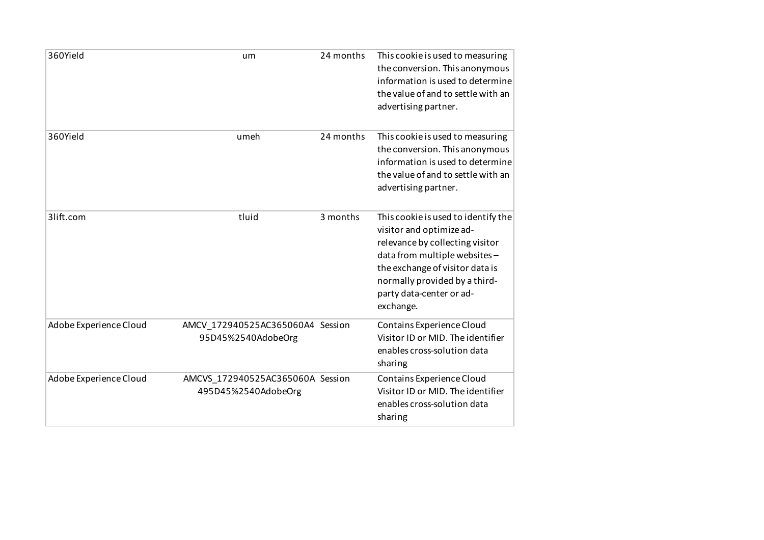| | | | |
|---|---|---|---|
| 360Yield | um | 24 months | This cookie is used to measuring the conversion. This anonymous information is used to determine the value of and to settle with an advertising partner. |
| 360Yield | umeh | 24 months | This cookie is used to measuring the conversion. This anonymous information is used to determine the value of and to settle with an advertising partner. |
| 3lift.com | tluid | 3 months | This cookie is used to identify the visitor and optimize ad-relevance by collecting visitor data from multiple websites – the exchange of visitor data is normally provided by a third-party data-center or ad-exchange. |
| Adobe Experience Cloud | AMCV_172940525AC365060A495D45%2540AdobeOrg | Session | Contains Experience Cloud Visitor ID or MID. The identifier enables cross-solution data sharing |
| Adobe Experience Cloud | AMCVS_172940525AC365060A495D45%2540AdobeOrg | Session | Contains Experience Cloud Visitor ID or MID. The identifier enables cross-solution data sharing |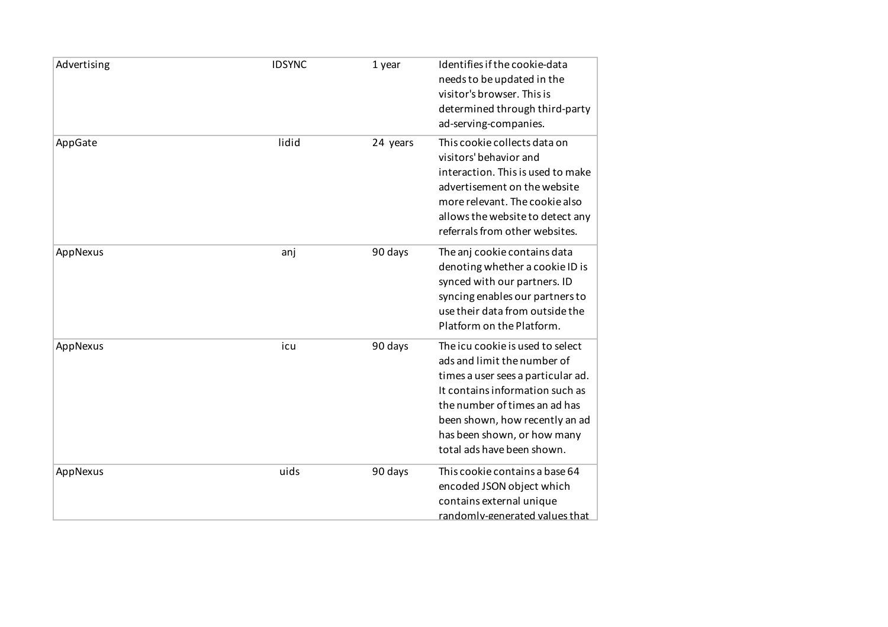| | | | |
|---|---|---|---|
| Advertising | IDSYNC | 1 year | Identifies if the cookie-data needs to be updated in the visitor's browser. This is determined through third-party ad-serving-companies. |
| AppGate | lidid | 24 years | This cookie collects data on visitors' behavior and interaction. This is used to make advertisement on the website more relevant. The cookie also allows the website to detect any referrals from other websites. |
| AppNexus | anj | 90 days | The anj cookie contains data denoting whether a cookie ID is synced with our partners. ID syncing enables our partners to use their data from outside the Platform on the Platform. |
| AppNexus | icu | 90 days | The icu cookie is used to select ads and limit the number of times a user sees a particular ad. It contains information such as the number of times an ad has been shown, how recently an ad has been shown, or how many total ads have been shown. |
| AppNexus | uids | 90 days | This cookie contains a base 64 encoded JSON object which contains external unique randomly-generated values that |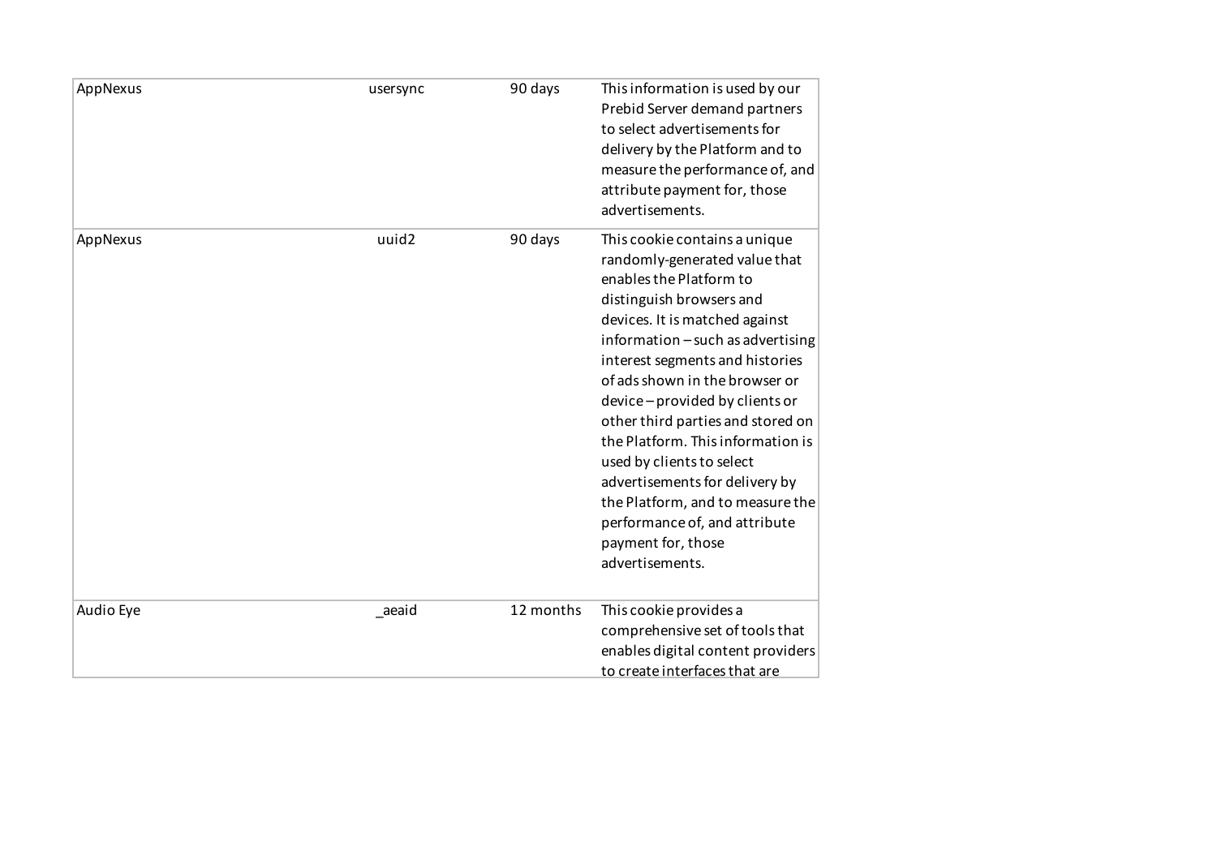| | | | |
|---|---|---|---|
| AppNexus | usersync | 90 days | This information is used by our Prebid Server demand partners to select advertisements for delivery by the Platform and to measure the performance of, and attribute payment for, those advertisements. |
| AppNexus | uuid2 | 90 days | This cookie contains a unique randomly-generated value that enables the Platform to distinguish browsers and devices. It is matched against information – such as advertising interest segments and histories of ads shown in the browser or device – provided by clients or other third parties and stored on the Platform. This information is used by clients to select advertisements for delivery by the Platform, and to measure the performance of, and attribute payment for, those advertisements. |
| Audio Eye | _aeaid | 12 months | This cookie provides a comprehensive set of tools that enables digital content providers to create interfaces that are |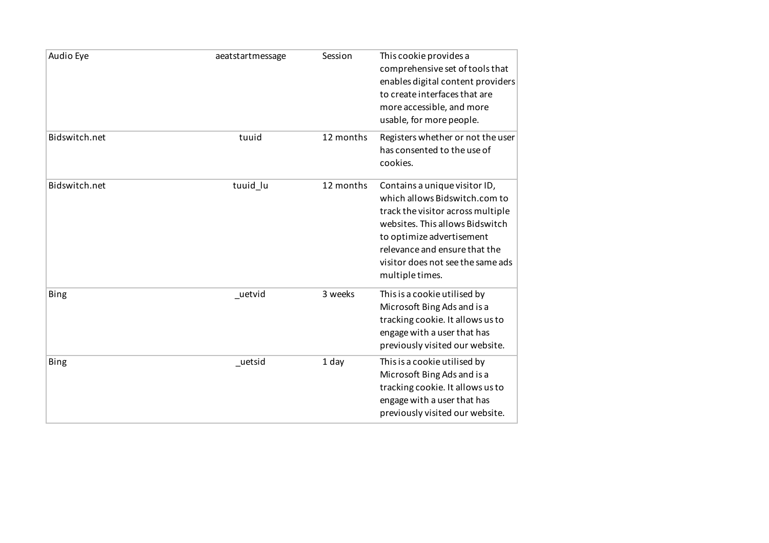| Audio Eye | aeatstartmessage | Session | This cookie provides a comprehensive set of tools that enables digital content providers to create interfaces that are more accessible, and more usable, for more people. |
|---|---|---|---|
| Bidswitch.net | tuuid | 12 months | Registers whether or not the user has consented to the use of cookies. |
| Bidswitch.net | tuuid_lu | 12 months | Contains a unique visitor ID, which allows Bidswitch.com to track the visitor across multiple websites. This allows Bidswitch to optimize advertisement relevance and ensure that the visitor does not see the same ads multiple times. |
| Bing | _uetvid | 3 weeks | This is a cookie utilised by Microsoft Bing Ads and is a tracking cookie. It allows us to engage with a user that has previously visited our website. |
| Bing | _uetsid | 1 day | This is a cookie utilised by Microsoft Bing Ads and is a tracking cookie. It allows us to engage with a user that has previously visited our website. |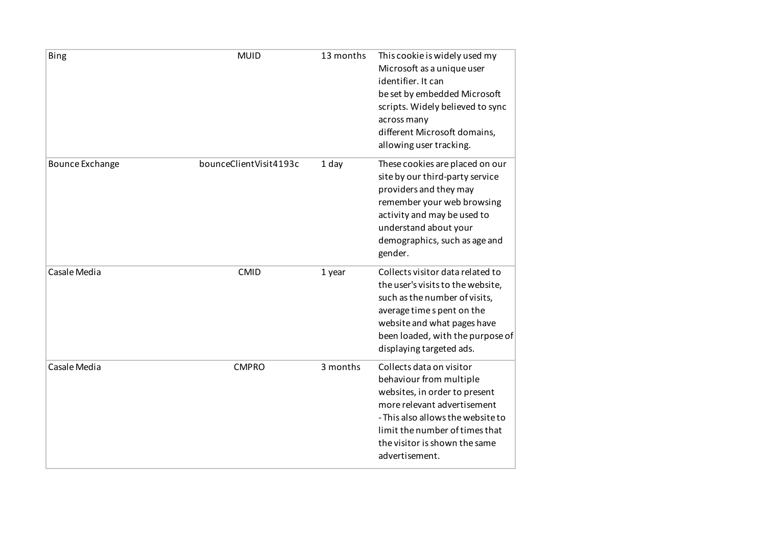| | | | |
|---|---|---|---|
| Bing | MUID | 13 months | This cookie is widely used my Microsoft as a unique user identifier. It can be set by embedded Microsoft scripts. Widely believed to sync across many different Microsoft domains, allowing user tracking. |
| Bounce Exchange | bounceClientVisit4193c | 1 day | These cookies are placed on our site by our third-party service providers and they may remember your web browsing activity and may be used to understand about your demographics, such as age and gender. |
| Casale Media | CMID | 1 year | Collects visitor data related to the user's visits to the website, such as the number of visits, average time s pent on the website and what pages have been loaded, with the purpose of displaying targeted ads. |
| Casale Media | CMPRO | 3 months | Collects data on visitor behaviour from multiple websites, in order to present more relevant advertisement - This also allows the website to limit the number of times that the visitor is shown the same advertisement. |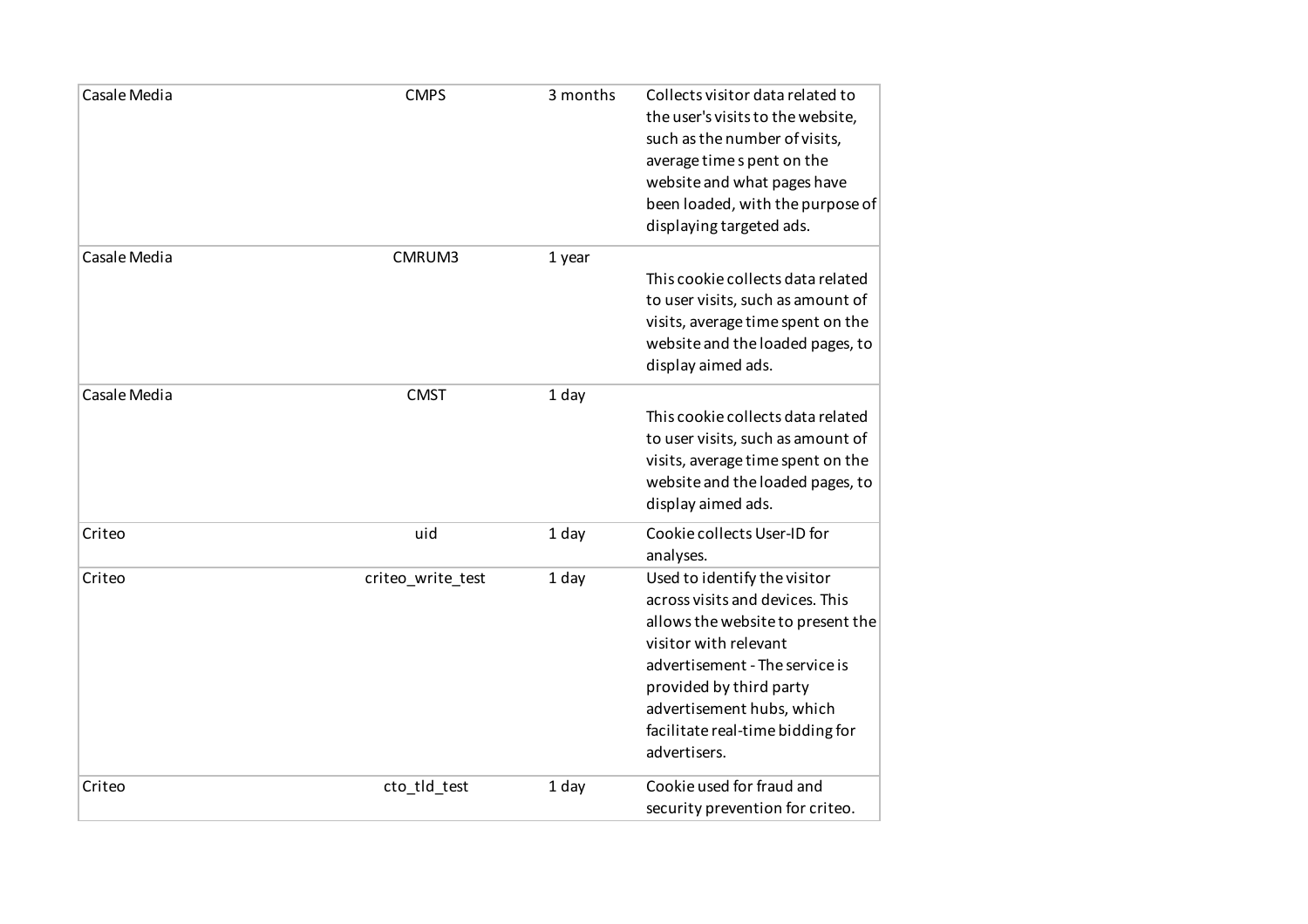| | | | |
|---|---|---|---|
| Casale Media | CMPS | 3 months | Collects visitor data related to the user's visits to the website, such as the number of visits, average time s pent on the website and what pages have been loaded, with the purpose of displaying targeted ads. |
| Casale Media | CMRUM3 | 1 year | This cookie collects data related to user visits, such as amount of visits, average time spent on the website and the loaded pages, to display aimed ads. |
| Casale Media | CMST | 1 day | This cookie collects data related to user visits, such as amount of visits, average time spent on the website and the loaded pages, to display aimed ads. |
| Criteo | uid | 1 day | Cookie collects User-ID for analyses. |
| Criteo | criteo_write_test | 1 day | Used to identify the visitor across visits and devices. This allows the website to present the visitor with relevant advertisement - The service is provided by third party advertisement hubs, which facilitate real-time bidding for advertisers. |
| Criteo | cto_tld_test | 1 day | Cookie used for fraud and security prevention for criteo. |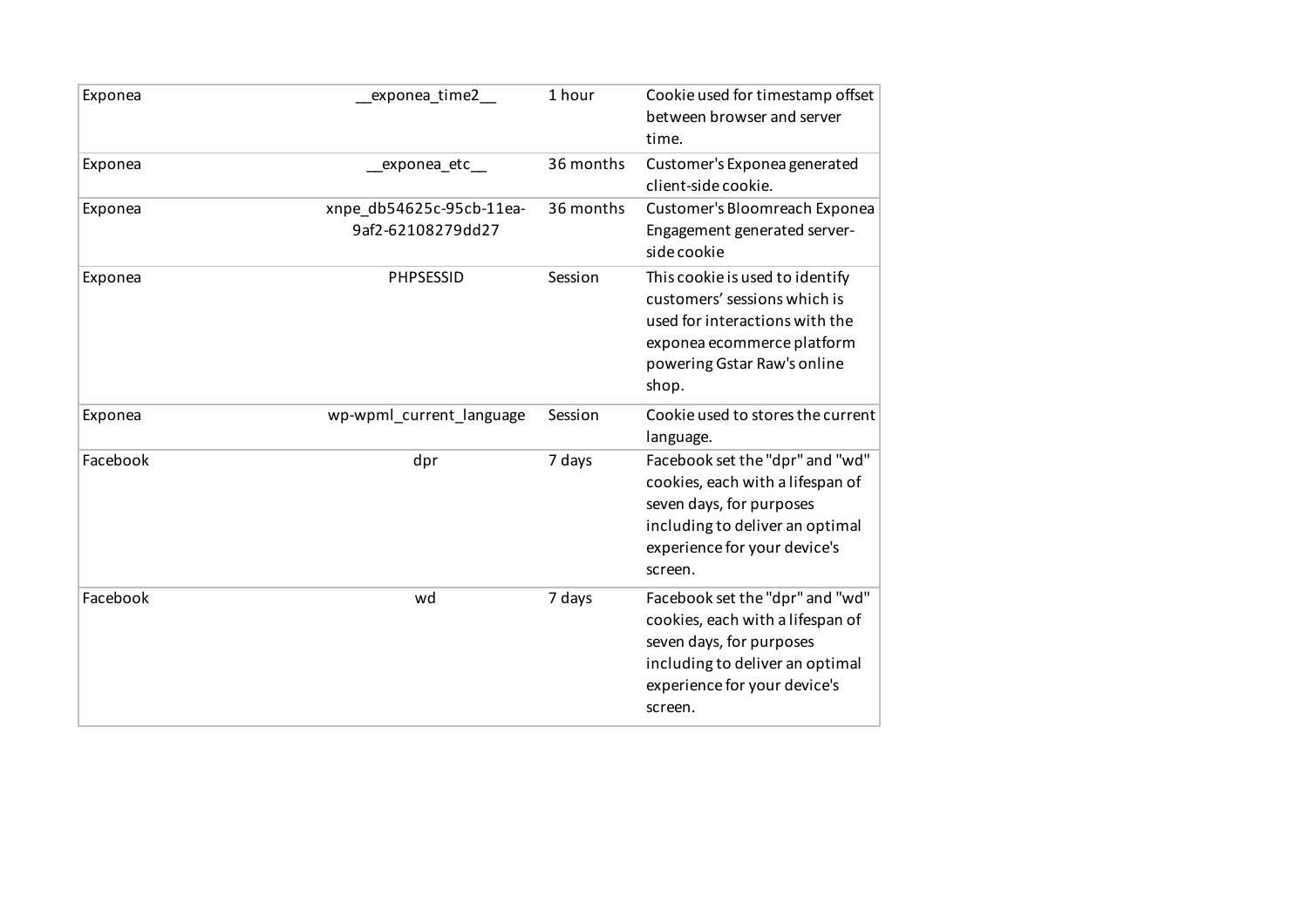| Exponea | __exponea_time2__ | 1 hour | Cookie used for timestamp offset between browser and server time. |
|---|---|---|---|
| Exponea | __exponea_etc__ | 36 months | Customer's Exponea generated client-side cookie. |
| Exponea | xnpe_db54625c-95cb-11ea-9af2-62108279dd27 | 36 months | Customer's Bloomreach Exponea Engagement generated server-side cookie |
| Exponea | PHPSESSID | Session | This cookie is used to identify customers' sessions which is used for interactions with the exponea ecommerce platform powering Gstar Raw's online shop. |
| Exponea | wp-wpml_current_language | Session | Cookie used to stores the current language. |
| Facebook | dpr | 7 days | Facebook set the "dpr" and "wd" cookies, each with a lifespan of seven days, for purposes including to deliver an optimal experience for your device's screen. |
| Facebook | wd | 7 days | Facebook set the "dpr" and "wd" cookies, each with a lifespan of seven days, for purposes including to deliver an optimal experience for your device's screen. |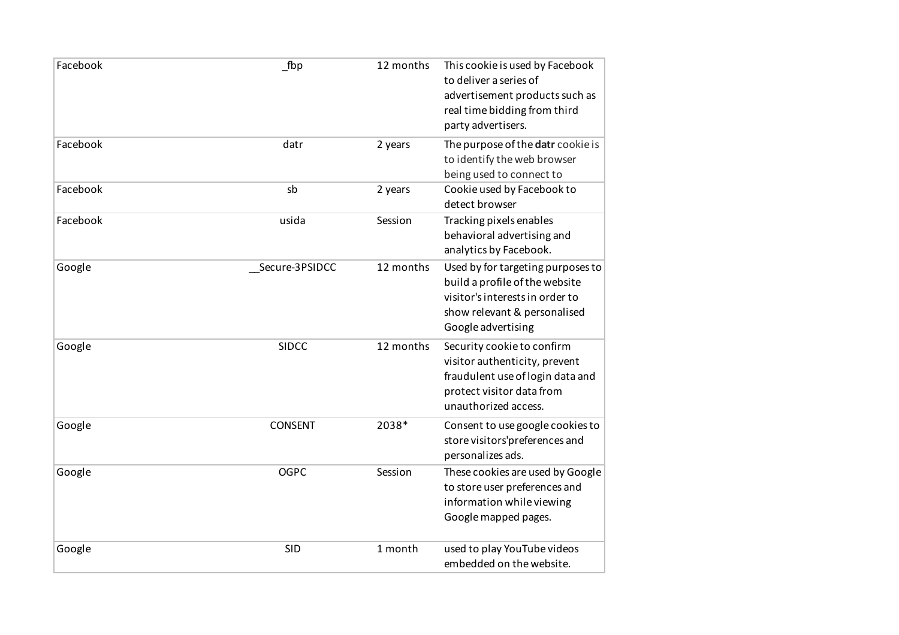| | | | |
|---|---|---|---|
| Facebook | _fbp | 12 months | This cookie is used by Facebook to deliver a series of advertisement products such as real time bidding from third party advertisers. |
| Facebook | datr | 2 years | The purpose of the **datr** cookie is to identify the web browser being used to connect to |
| Facebook | sb | 2 years | Cookie used by Facebook to detect browser |
| Facebook | usida | Session | Tracking pixels enables behavioral advertising and analytics by Facebook. |
| Google | __Secure-3PSIDCC | 12 months | Used by for targeting purposes to build a profile of the website visitor's interests in order to show relevant & personalised Google advertising |
| Google | SIDCC | 12 months | Security cookie to confirm visitor authenticity, prevent fraudulent use of login data and protect visitor data from unauthorized access. |
| Google | CONSENT | 2038* | Consent to use google cookies to store visitors'preferences and personalizes ads. |
| Google | OGPC | Session | These cookies are used by Google to store user preferences and information while viewing Google mapped pages. |
| Google | SID | 1 month | used to play YouTube videos embedded on the website. |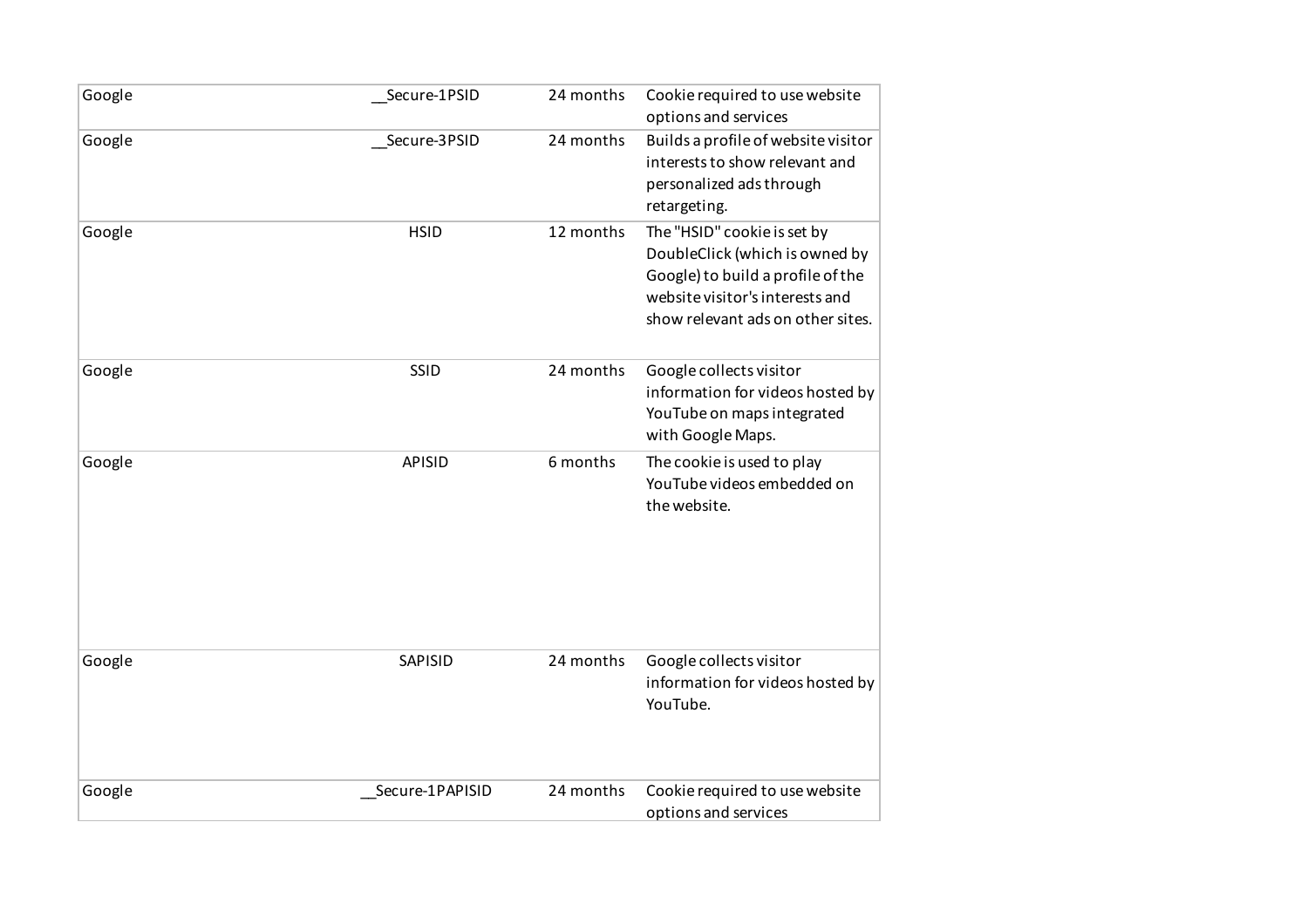| | | | |
|---|---|---|---|
| Google | __Secure-1PSID | 24 months | Cookie required to use website options and services |
| Google | __Secure-3PSID | 24 months | Builds a profile of website visitor interests to show relevant and personalized ads through retargeting. |
| Google | HSID | 12 months | The "HSID" cookie is set by DoubleClick (which is owned by Google) to build a profile of the website visitor's interests and show relevant ads on other sites. |
| Google | SSID | 24 months | Google collects visitor information for videos hosted by YouTube on maps integrated with Google Maps. |
| Google | APISID | 6 months | The cookie is used to play YouTube videos embedded on the website. |
| Google | SAPISID | 24 months | Google collects visitor information for videos hosted by YouTube. |
| Google | __Secure-1PAPISID | 24 months | Cookie required to use website options and services |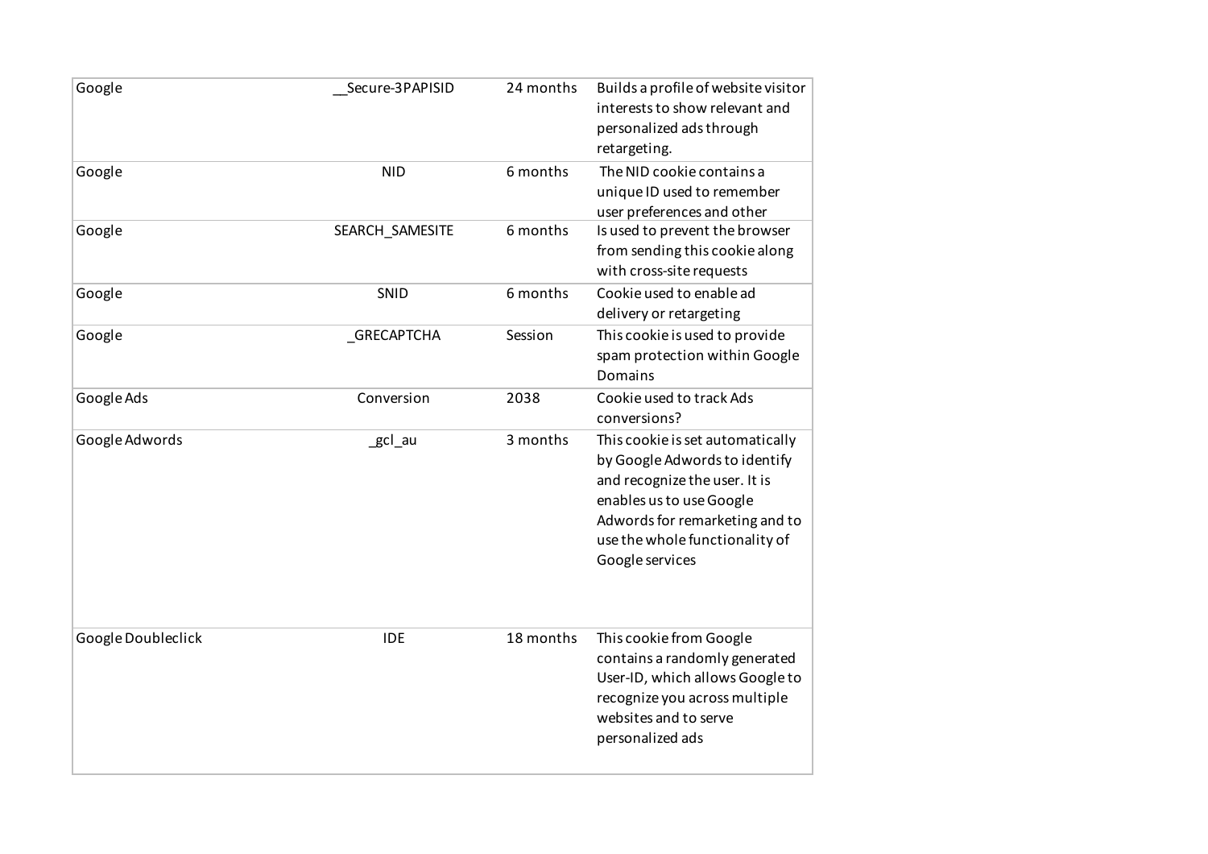| Google | __Secure-3PAPISID | 24 months | Builds a profile of website visitor interests to show relevant and personalized ads through retargeting. |
|---|---|---|---|
| Google | NID | 6 months | The NID cookie contains a unique ID used to remember user preferences and other |
| Google | SEARCH_SAMESITE | 6 months | Is used to prevent the browser from sending this cookie along with cross-site requests |
| Google | SNID | 6 months | Cookie used to enable ad delivery or retargeting |
| Google | _GRECAPTCHA | Session | This cookie is used to provide spam protection within Google Domains |
| Google Ads | Conversion | 2038 | Cookie used to track Ads conversions? |
| Google Adwords | _gcl_au | 3 months | This cookie is set automatically by Google Adwords to identify and recognize the user. It is enables us to use Google Adwords for remarketing and to use the whole functionality of Google services |
| Google Doubleclick | IDE | 18 months | This cookie from Google contains a randomly generated User-ID, which allows Google to recognize you across multiple websites and to serve personalized ads |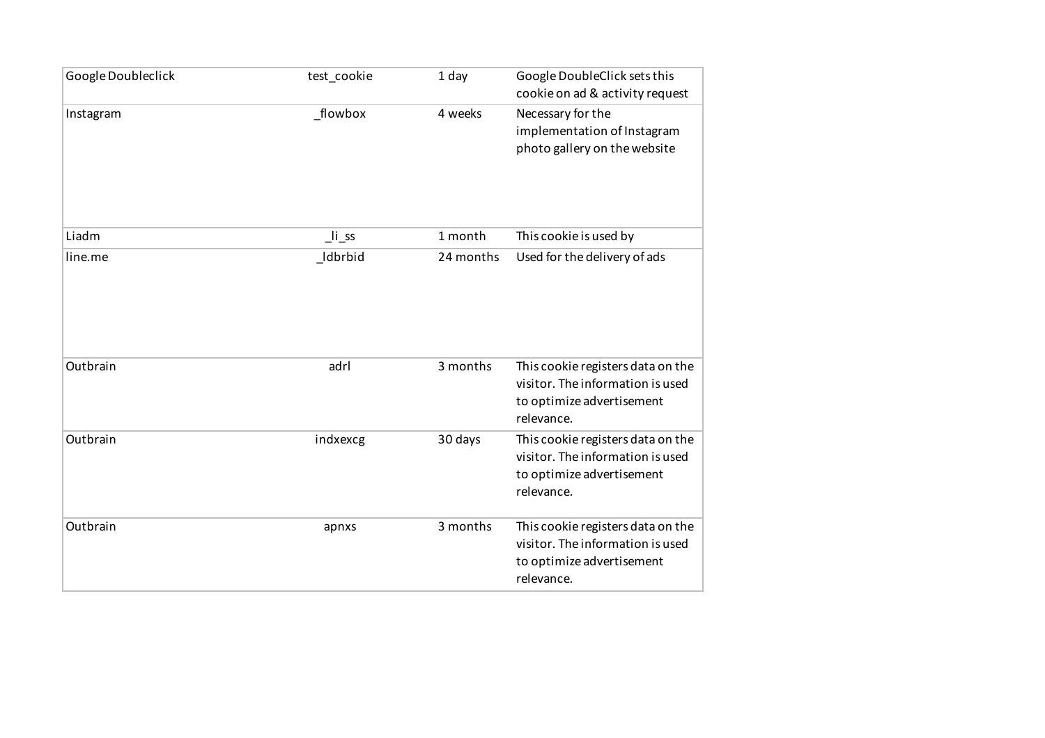| | | | |
|---|---|---|---|
| Google Doubleclick | test_cookie | 1 day | Google DoubleClick sets this cookie on ad & activity request |
| Instagram | _flowbox | 4 weeks | Necessary for the implementation of Instagram photo gallery on the website |
| Liadm | _li_ss | 1 month | This cookie is used by |
| line.me | _ldbrbid | 24 months | Used for the delivery of ads |
| Outbrain | adrl | 3 months | This cookie registers data on the visitor. The information is used to optimize advertisement relevance. |
| Outbrain | indxexcg | 30 days | This cookie registers data on the visitor. The information is used to optimize advertisement relevance. |
| Outbrain | apnxs | 3 months | This cookie registers data on the visitor. The information is used to optimize advertisement relevance. |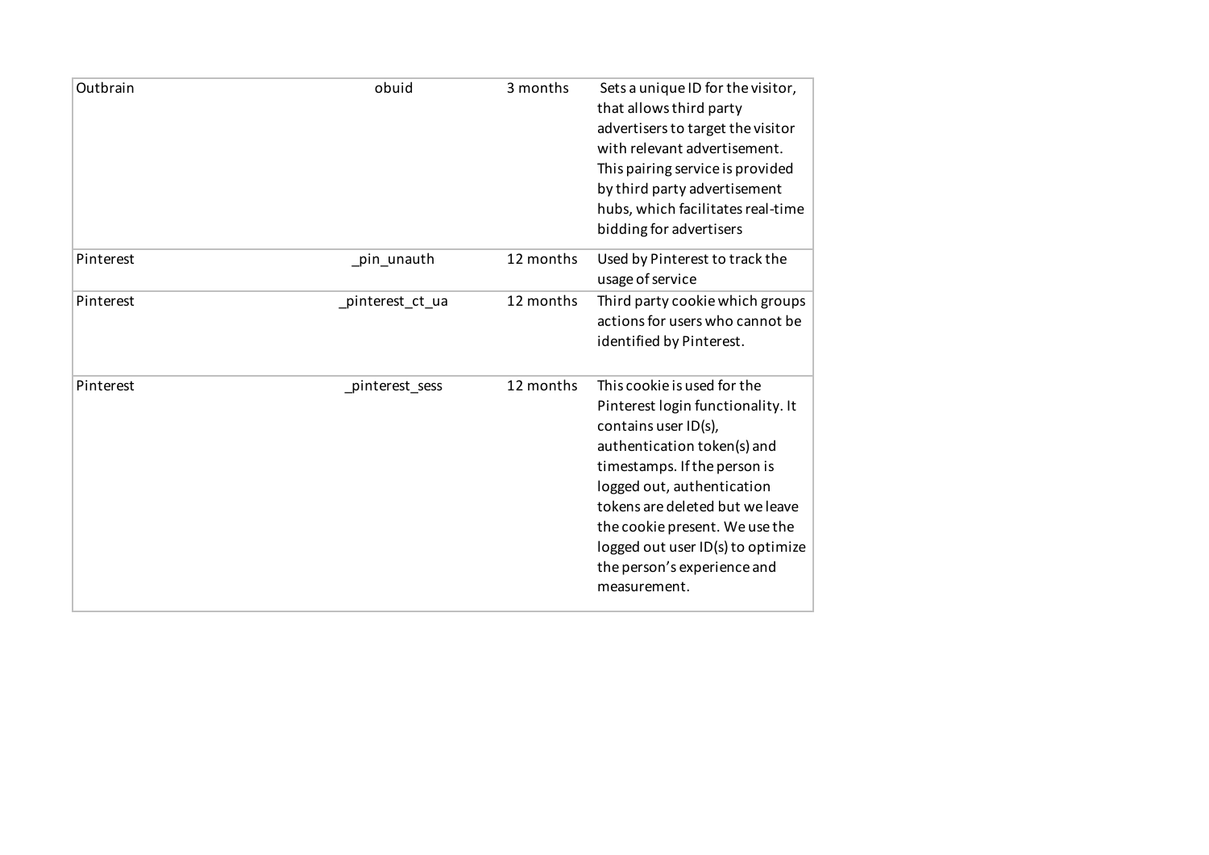| | | | |
|---|---|---|---|
| Outbrain | obuid | 3 months | Sets a unique ID for the visitor, that allows third party advertisers to target the visitor with relevant advertisement. This pairing service is provided by third party advertisement hubs, which facilitates real-time bidding for advertisers |
| Pinterest | _pin_unauth | 12 months | Used by Pinterest to track the usage of service |
| Pinterest | _pinterest_ct_ua | 12 months | Third party cookie which groups actions for users who cannot be identified by Pinterest. |
| Pinterest | _pinterest_sess | 12 months | This cookie is used for the Pinterest login functionality. It contains user ID(s), authentication token(s) and timestamps. If the person is logged out, authentication tokens are deleted but we leave the cookie present. We use the logged out user ID(s) to optimize the person's experience and measurement. |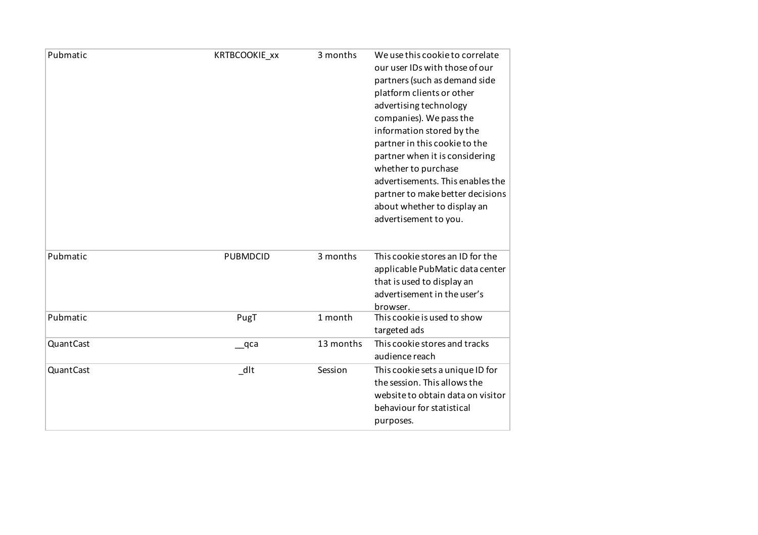| | | | |
|---|---|---|---|
| Pubmatic | KRTBCOOKIE_xx | 3 months | We use this cookie to correlate our user IDs with those of our partners (such as demand side platform clients or other advertising technology companies). We pass the information stored by the partner in this cookie to the partner when it is considering whether to purchase advertisements. This enables the partner to make better decisions about whether to display an advertisement to you. |
| Pubmatic | PUBMDCID | 3 months | This cookie stores an ID for the applicable PubMatic data center that is used to display an advertisement in the user's browser. |
| Pubmatic | PugT | 1 month | This cookie is used to show targeted ads |
| QuantCast | __qca | 13 months | This cookie stores and tracks audience reach |
| QuantCast | _dlt | Session | This cookie sets a unique ID for the session. This allows the website to obtain data on visitor behaviour for statistical purposes. |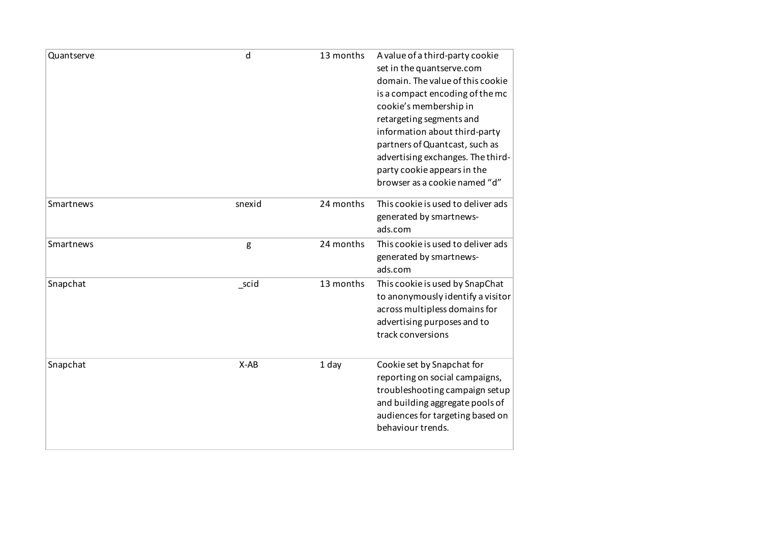| | | | |
|---|---|---|---|
| Quantserve | d | 13 months | A value of a third-party cookie set in the quantserve.com domain. The value of this cookie is a compact encoding of the mc cookie's membership in retargeting segments and information about third-party partners of Quantcast, such as advertising exchanges. The third-party cookie appears in the browser as a cookie named "d" |
| Smartnews | snexid | 24 months | This cookie is used to deliver ads generated by smartnews-ads.com |
| Smartnews | g | 24 months | This cookie is used to deliver ads generated by smartnews-ads.com |
| Snapchat | _scid | 13 months | This cookie is used by SnapChat to anonymously identify a visitor across multipless domains for advertising purposes and to track conversions |
| Snapchat | X-AB | 1 day | Cookie set by Snapchat for reporting on social campaigns, troubleshooting campaign setup and building aggregate pools of audiences for targeting based on behaviour trends. |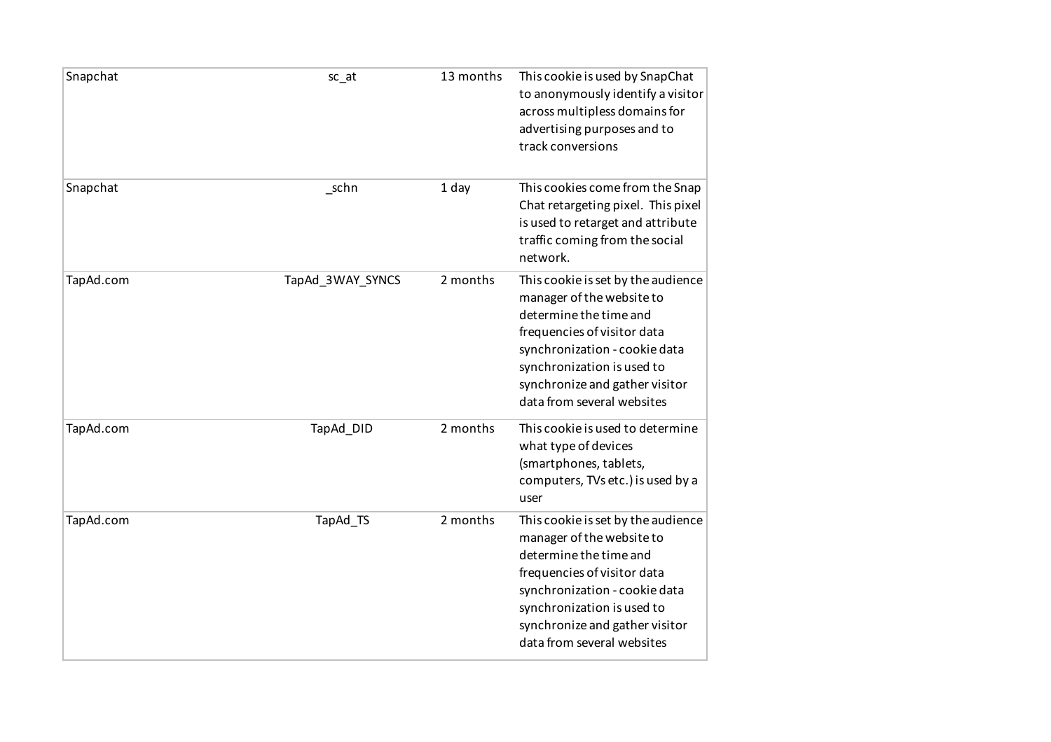| | | | |
|---|---|---|---|
| Snapchat | sc_at | 13 months | This cookie is used by SnapChat to anonymously identify a visitor across multipless domains for advertising purposes and to track conversions |
| Snapchat | _schn | 1 day | This cookies come from the Snap Chat retargeting pixel. This pixel is used to retarget and attribute traffic coming from the social network. |
| TapAd.com | TapAd_3WAY_SYNCS | 2 months | This cookie is set by the audience manager of the website to determine the time and frequencies of visitor data synchronization - cookie data synchronization is used to synchronize and gather visitor data from several websites |
| TapAd.com | TapAd_DID | 2 months | This cookie is used to determine what type of devices (smartphones, tablets, computers, TVs etc.) is used by a user |
| TapAd.com | TapAd_TS | 2 months | This cookie is set by the audience manager of the website to determine the time and frequencies of visitor data synchronization - cookie data synchronization is used to synchronize and gather visitor data from several websites |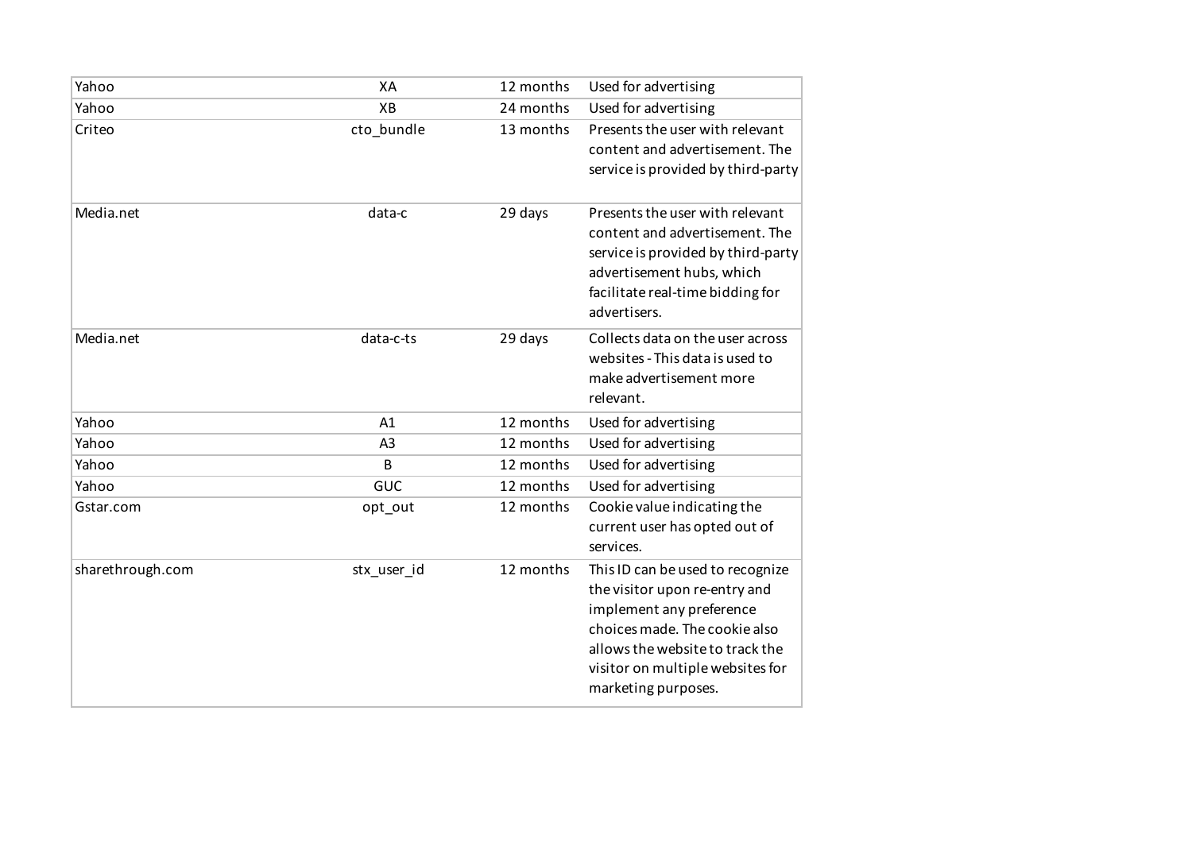| Yahoo | XA | 12 months | Used for advertising |
|---|---|---|---|
| Yahoo | XB | 24 months | Used for advertising |
| Criteo | cto_bundle | 13 months | Presents the user with relevant content and advertisement. The service is provided by third-party |
| Media.net | data-c | 29 days | Presents the user with relevant content and advertisement. The service is provided by third-party advertisement hubs, which facilitate real-time bidding for advertisers. |
| Media.net | data-c-ts | 29 days | Collects data on the user across websites - This data is used to make advertisement more relevant. |
| Yahoo | A1 | 12 months | Used for advertising |
| Yahoo | A3 | 12 months | Used for advertising |
| Yahoo | B | 12 months | Used for advertising |
| Yahoo | GUC | 12 months | Used for advertising |
| Gstar.com | opt_out | 12 months | Cookie value indicating the current user has opted out of services. |
| sharethrough.com | stx_user_id | 12 months | This ID can be used to recognize the visitor upon re-entry and implement any preference choices made. The cookie also allows the website to track the visitor on multiple websites for marketing purposes. |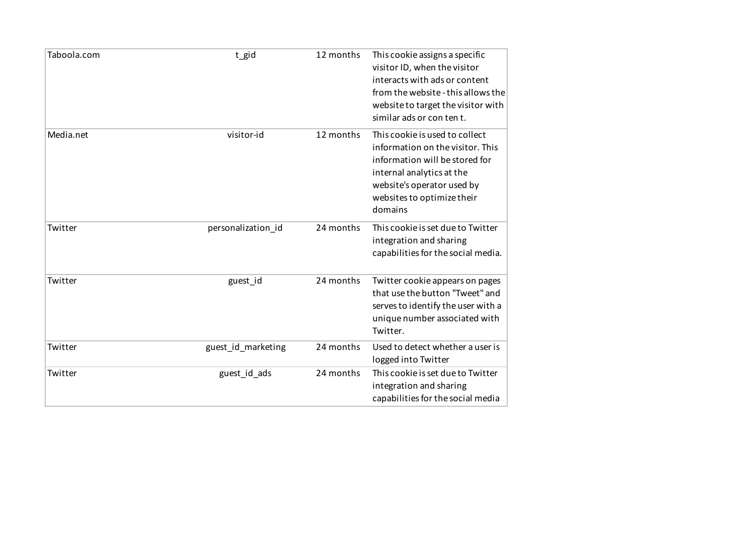| | | | |
|---|---|---|---|
| Taboola.com | t_gid | 12 months | This cookie assigns a specific visitor ID, when the visitor interacts with ads or content from the website - this allows the website to target the visitor with similar ads or con ten t. |
| Media.net | visitor-id | 12 months | This cookie is used to collect information on the visitor. This information will be stored for internal analytics at the website's operator used by websites to optimize their domains |
| Twitter | personalization_id | 24 months | This cookie is set due to Twitter integration and sharing capabilities for the social media. |
| Twitter | guest_id | 24 months | Twitter cookie appears on pages that use the button "Tweet" and serves to identify the user with a unique number associated with Twitter. |
| Twitter | guest_id_marketing | 24 months | Used to detect whether a user is logged into Twitter |
| Twitter | guest_id_ads | 24 months | This cookie is set due to Twitter integration and sharing capabilities for the social media |